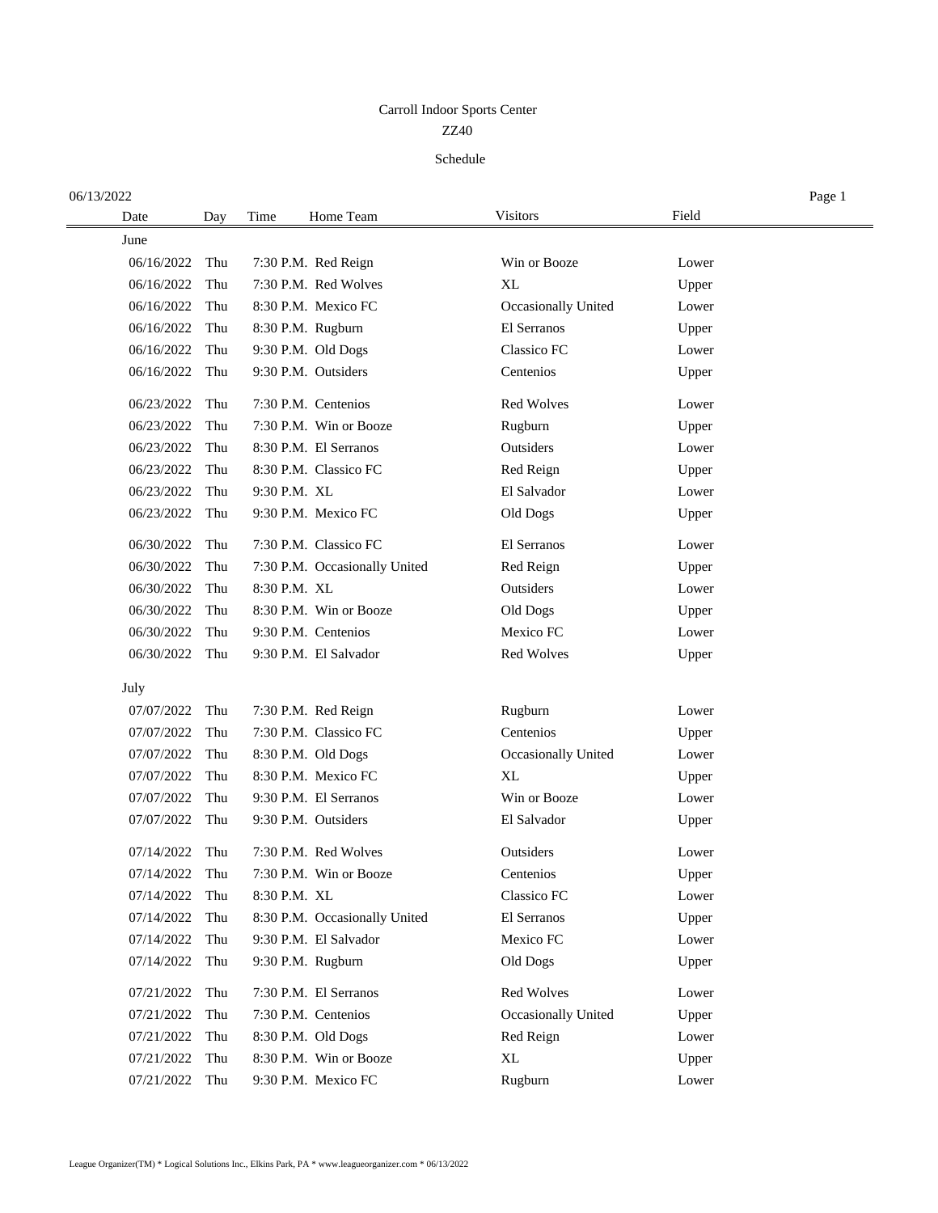Carroll Indoor Sports Center

ZZ40

Schedule

06/13/2022

| Date | Day | Time | Home Team | Visitors | Field |
|---|---|---|---|---|---|
| June | | | | | |
| 06/16/2022 | Thu | 7:30 P.M. | Red Reign | Win or Booze | Lower |
| 06/16/2022 | Thu | 7:30 P.M. | Red Wolves | XL | Upper |
| 06/16/2022 | Thu | 8:30 P.M. | Mexico FC | Occasionally United | Lower |
| 06/16/2022 | Thu | 8:30 P.M. | Rugburn | El Serranos | Upper |
| 06/16/2022 | Thu | 9:30 P.M. | Old Dogs | Classico FC | Lower |
| 06/16/2022 | Thu | 9:30 P.M. | Outsiders | Centenios | Upper |
| 06/23/2022 | Thu | 7:30 P.M. | Centenios | Red Wolves | Lower |
| 06/23/2022 | Thu | 7:30 P.M. | Win or Booze | Rugburn | Upper |
| 06/23/2022 | Thu | 8:30 P.M. | El Serranos | Outsiders | Lower |
| 06/23/2022 | Thu | 8:30 P.M. | Classico FC | Red Reign | Upper |
| 06/23/2022 | Thu | 9:30 P.M. | XL | El Salvador | Lower |
| 06/23/2022 | Thu | 9:30 P.M. | Mexico FC | Old Dogs | Upper |
| 06/30/2022 | Thu | 7:30 P.M. | Classico FC | El Serranos | Lower |
| 06/30/2022 | Thu | 7:30 P.M. | Occasionally United | Red Reign | Upper |
| 06/30/2022 | Thu | 8:30 P.M. | XL | Outsiders | Lower |
| 06/30/2022 | Thu | 8:30 P.M. | Win or Booze | Old Dogs | Upper |
| 06/30/2022 | Thu | 9:30 P.M. | Centenios | Mexico FC | Lower |
| 06/30/2022 | Thu | 9:30 P.M. | El Salvador | Red Wolves | Upper |
| July | | | | | |
| 07/07/2022 | Thu | 7:30 P.M. | Red Reign | Rugburn | Lower |
| 07/07/2022 | Thu | 7:30 P.M. | Classico FC | Centenios | Upper |
| 07/07/2022 | Thu | 8:30 P.M. | Old Dogs | Occasionally United | Lower |
| 07/07/2022 | Thu | 8:30 P.M. | Mexico FC | XL | Upper |
| 07/07/2022 | Thu | 9:30 P.M. | El Serranos | Win or Booze | Lower |
| 07/07/2022 | Thu | 9:30 P.M. | Outsiders | El Salvador | Upper |
| 07/14/2022 | Thu | 7:30 P.M. | Red Wolves | Outsiders | Lower |
| 07/14/2022 | Thu | 7:30 P.M. | Win or Booze | Centenios | Upper |
| 07/14/2022 | Thu | 8:30 P.M. | XL | Classico FC | Lower |
| 07/14/2022 | Thu | 8:30 P.M. | Occasionally United | El Serranos | Upper |
| 07/14/2022 | Thu | 9:30 P.M. | El Salvador | Mexico FC | Lower |
| 07/14/2022 | Thu | 9:30 P.M. | Rugburn | Old Dogs | Upper |
| 07/21/2022 | Thu | 7:30 P.M. | El Serranos | Red Wolves | Lower |
| 07/21/2022 | Thu | 7:30 P.M. | Centenios | Occasionally United | Upper |
| 07/21/2022 | Thu | 8:30 P.M. | Old Dogs | Red Reign | Lower |
| 07/21/2022 | Thu | 8:30 P.M. | Win or Booze | XL | Upper |
| 07/21/2022 | Thu | 9:30 P.M. | Mexico FC | Rugburn | Lower |

League Organizer(TM) * Logical Solutions Inc., Elkins Park, PA * www.leagueorganizer.com * 06/13/2022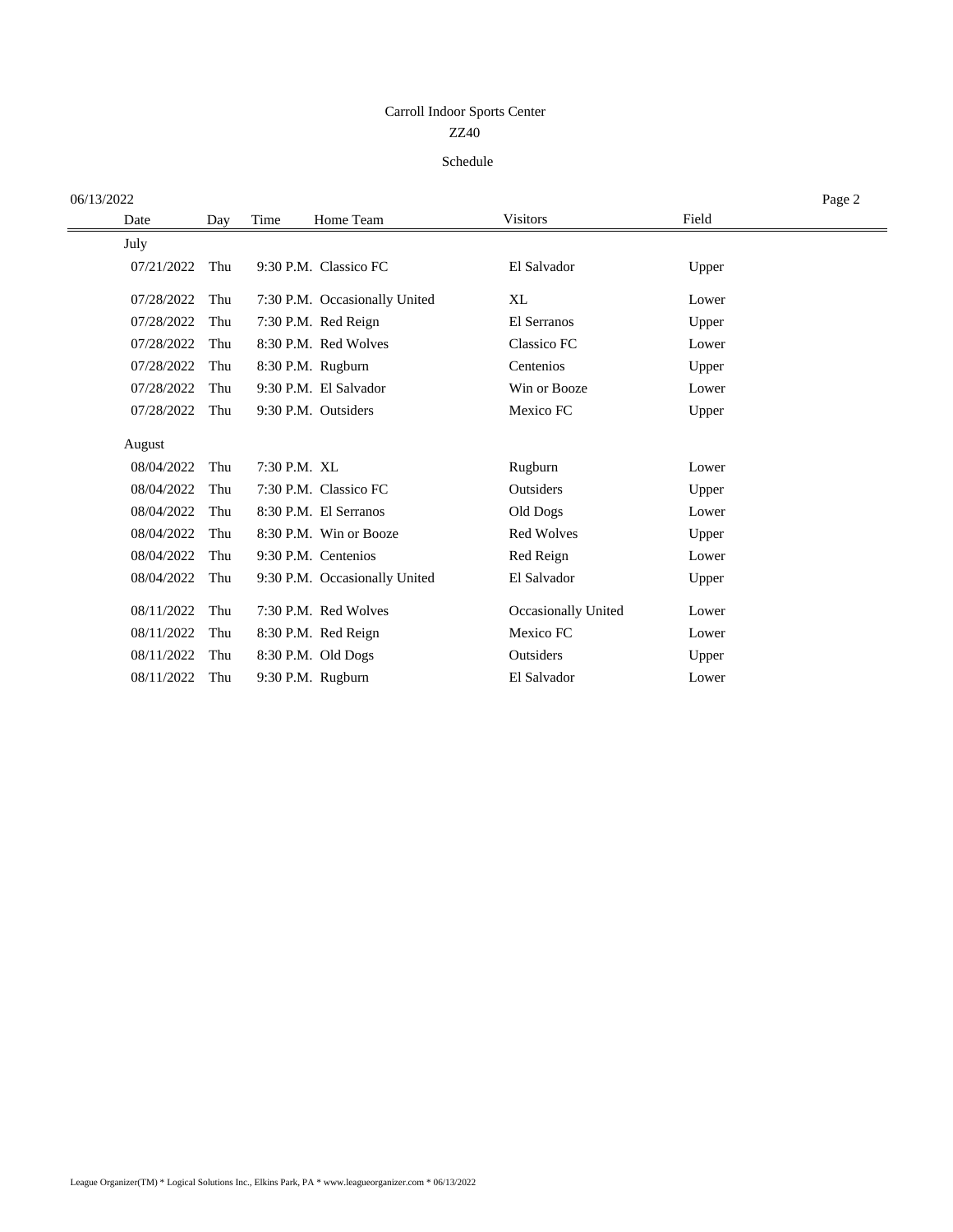Carroll Indoor Sports Center

ZZ40

Schedule

06/13/2022

| Date | Day | Time | Home Team | Visitors | Field |
|---|---|---|---|---|---|
| July | | | | | |
| 07/21/2022 | Thu | 9:30 P.M. | Classico FC | El Salvador | Upper |
| 07/28/2022 | Thu | 7:30 P.M. | Occasionally United | XL | Lower |
| 07/28/2022 | Thu | 7:30 P.M. | Red Reign | El Serranos | Upper |
| 07/28/2022 | Thu | 8:30 P.M. | Red Wolves | Classico FC | Lower |
| 07/28/2022 | Thu | 8:30 P.M. | Rugburn | Centenios | Upper |
| 07/28/2022 | Thu | 9:30 P.M. | El Salvador | Win or Booze | Lower |
| 07/28/2022 | Thu | 9:30 P.M. | Outsiders | Mexico FC | Upper |
| August | | | | | |
| 08/04/2022 | Thu | 7:30 P.M. | XL | Rugburn | Lower |
| 08/04/2022 | Thu | 7:30 P.M. | Classico FC | Outsiders | Upper |
| 08/04/2022 | Thu | 8:30 P.M. | El Serranos | Old Dogs | Lower |
| 08/04/2022 | Thu | 8:30 P.M. | Win or Booze | Red Wolves | Upper |
| 08/04/2022 | Thu | 9:30 P.M. | Centenios | Red Reign | Lower |
| 08/04/2022 | Thu | 9:30 P.M. | Occasionally United | El Salvador | Upper |
| 08/11/2022 | Thu | 7:30 P.M. | Red Wolves | Occasionally United | Lower |
| 08/11/2022 | Thu | 8:30 P.M. | Red Reign | Mexico FC | Lower |
| 08/11/2022 | Thu | 8:30 P.M. | Old Dogs | Outsiders | Upper |
| 08/11/2022 | Thu | 9:30 P.M. | Rugburn | El Salvador | Lower |

League Organizer(TM) * Logical Solutions Inc., Elkins Park, PA * www.leagueorganizer.com * 06/13/2022